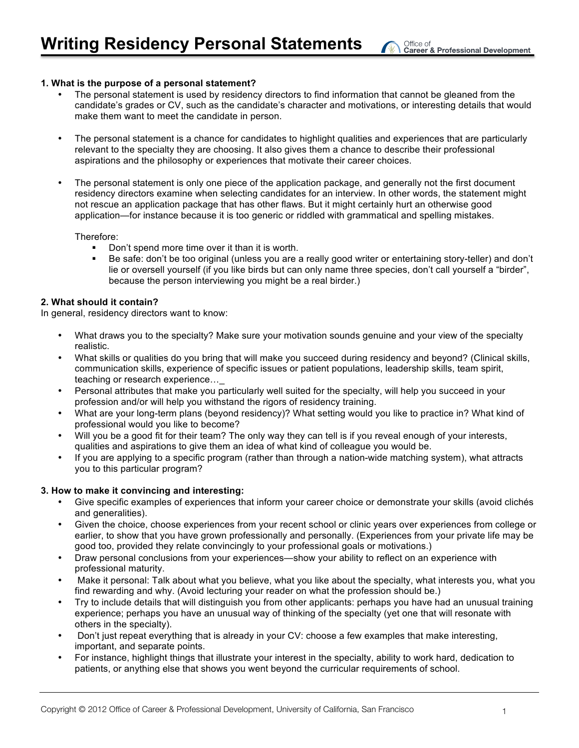# Writing Residency Personal Statements

Office of Career & Professional Development

### 1. What is the purpose of a personal statement?

- The personal statement is used by residency directors to find information that cannot be gleaned from the candidate's grades or CV, such as the candidate's character and motivations, or interesting details that would make them want to meet the candidate in person.

- The personal statement is a chance for candidates to highlight qualities and experiences that are particularly relevant to the specialty they are choosing. It also gives them a chance to describe their professional aspirations and the philosophy or experiences that motivate their career choices.

- The personal statement is only one piece of the application package, and generally not the first document residency directors examine when selecting candidates for an interview. In other words, the statement might not rescue an application package that has other flaws. But it might certainly hurt an otherwise good application—for instance because it is too generic or riddled with grammatical and spelling mistakes.

  Therefore:
  - Don't spend more time over it than it is worth.
  - Be safe: don't be too original (unless you are a really good writer or entertaining story-teller) and don't lie or oversell yourself (if you like birds but can only name three species, don't call yourself a "birder", because the person interviewing you might be a real birder.)

### 2. What should it contain?

In general, residency directors want to know:

- What draws you to the specialty? Make sure your motivation sounds genuine and your view of the specialty realistic.
- What skills or qualities do you bring that will make you succeed during residency and beyond? (Clinical skills, communication skills, experience of specific issues or patient populations, leadership skills, team spirit, teaching or research experience…_
- Personal attributes that make you particularly well suited for the specialty, will help you succeed in your profession and/or will help you withstand the rigors of residency training.
- What are your long-term plans (beyond residency)? What setting would you like to practice in? What kind of professional would you like to become?
- Will you be a good fit for their team? The only way they can tell is if you reveal enough of your interests, qualities and aspirations to give them an idea of what kind of colleague you would be.
- If you are applying to a specific program (rather than through a nation-wide matching system), what attracts you to this particular program?

### 3. How to make it convincing and interesting:

- Give specific examples of experiences that inform your career choice or demonstrate your skills (avoid clichés and generalities).
- Given the choice, choose experiences from your recent school or clinic years over experiences from college or earlier, to show that you have grown professionally and personally. (Experiences from your private life may be good too, provided they relate convincingly to your professional goals or motivations.)
- Draw personal conclusions from your experiences—show your ability to reflect on an experience with professional maturity.
- Make it personal: Talk about what you believe, what you like about the specialty, what interests you, what you find rewarding and why. (Avoid lecturing your reader on what the profession should be.)
- Try to include details that will distinguish you from other applicants: perhaps you have had an unusual training experience; perhaps you have an unusual way of thinking of the specialty (yet one that will resonate with others in the specialty).
- Don't just repeat everything that is already in your CV: choose a few examples that make interesting, important, and separate points.
- For instance, highlight things that illustrate your interest in the specialty, ability to work hard, dedication to patients, or anything else that shows you went beyond the curricular requirements of school.

Copyright © 2012 Office of Career & Professional Development, University of California, San Francisco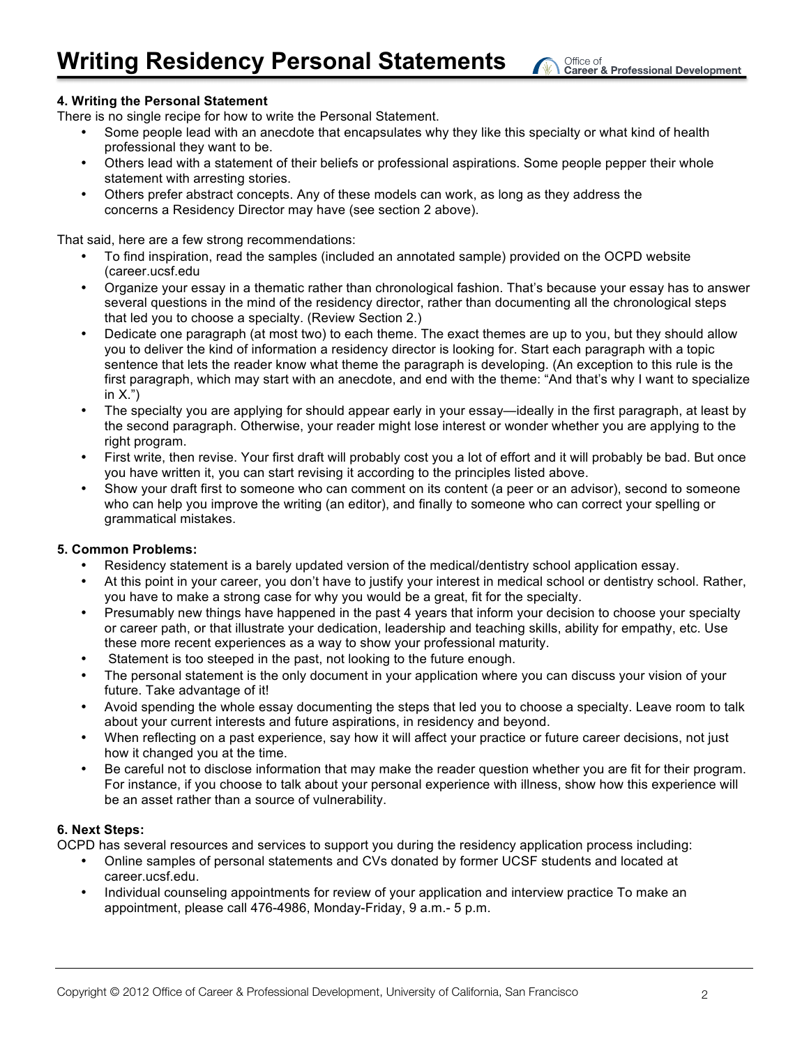### 4. Writing the Personal Statement

There is no single recipe for how to write the Personal Statement.

- Some people lead with an anecdote that encapsulates why they like this specialty or what kind of health professional they want to be.
- Others lead with a statement of their beliefs or professional aspirations. Some people pepper their whole statement with arresting stories.
- Others prefer abstract concepts. Any of these models can work, as long as they address the concerns a Residency Director may have (see section 2 above).

That said, here are a few strong recommendations:

- To find inspiration, read the samples (included an annotated sample) provided on the OCPD website (career.ucsf.edu
- Organize your essay in a thematic rather than chronological fashion. That's because your essay has to answer several questions in the mind of the residency director, rather than documenting all the chronological steps that led you to choose a specialty. (Review Section 2.)
- Dedicate one paragraph (at most two) to each theme. The exact themes are up to you, but they should allow you to deliver the kind of information a residency director is looking for. Start each paragraph with a topic sentence that lets the reader know what theme the paragraph is developing. (An exception to this rule is the first paragraph, which may start with an anecdote, and end with the theme: "And that's why I want to specialize in X.")
- The specialty you are applying for should appear early in your essay—ideally in the first paragraph, at least by the second paragraph. Otherwise, your reader might lose interest or wonder whether you are applying to the right program.
- First write, then revise. Your first draft will probably cost you a lot of effort and it will probably be bad. But once you have written it, you can start revising it according to the principles listed above.
- Show your draft first to someone who can comment on its content (a peer or an advisor), second to someone who can help you improve the writing (an editor), and finally to someone who can correct your spelling or grammatical mistakes.

### 5. Common Problems:

- Residency statement is a barely updated version of the medical/dentistry school application essay.
- At this point in your career, you don't have to justify your interest in medical school or dentistry school. Rather, you have to make a strong case for why you would be a great, fit for the specialty.
- Presumably new things have happened in the past 4 years that inform your decision to choose your specialty or career path, or that illustrate your dedication, leadership and teaching skills, ability for empathy, etc. Use these more recent experiences as a way to show your professional maturity.
- Statement is too steeped in the past, not looking to the future enough.
- The personal statement is the only document in your application where you can discuss your vision of your future. Take advantage of it!
- Avoid spending the whole essay documenting the steps that led you to choose a specialty. Leave room to talk about your current interests and future aspirations, in residency and beyond.
- When reflecting on a past experience, say how it will affect your practice or future career decisions, not just how it changed you at the time.
- Be careful not to disclose information that may make the reader question whether you are fit for their program. For instance, if you choose to talk about your personal experience with illness, show how this experience will be an asset rather than a source of vulnerability.

### 6. Next Steps:

OCPD has several resources and services to support you during the residency application process including:

- Online samples of personal statements and CVs donated by former UCSF students and located at career.ucsf.edu.
- Individual counseling appointments for review of your application and interview practice To make an appointment, please call 476-4986, Monday-Friday, 9 a.m.- 5 p.m.